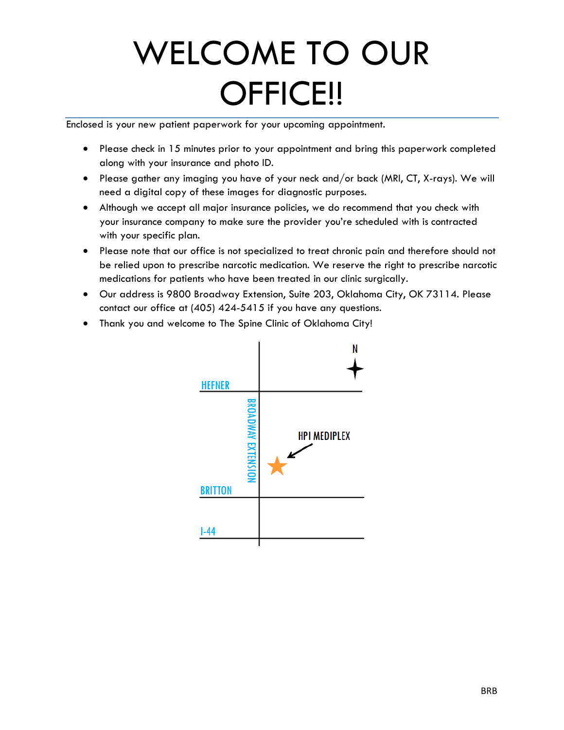# WELCOME TO OUR OFFICE!!

Enclosed is your new patient paperwork for your upcoming appointment.

- Please check in 15 minutes prior to your appointment and bring this paperwork completed along with your insurance and photo ID.
- Please gather any imaging you have of your neck and/or back (MRI, CT, X-rays). We will need a digital copy of these images for diagnostic purposes.
- Although we accept all major insurance policies, we do recommend that you check with your insurance company to make sure the provider you're scheduled with is contracted with your specific plan.
- Please note that our office is not specialized to treat chronic pain and therefore should not be relied upon to prescribe narcotic medication. We reserve the right to prescribe narcotic medications for patients who have been treated in our clinic surgically.
- Our address is 9800 Broadway Extension, Suite 203, Oklahoma City, OK 73114. Please contact our office at (405) 424-5415 if you have any questions.
- Thank you and welcome to The Spine Clinic of Oklahoma City!

N

HEFNER

BROADWAY EXTENSION

HPI MEDIPLEX

BRITTON

I-44

BRB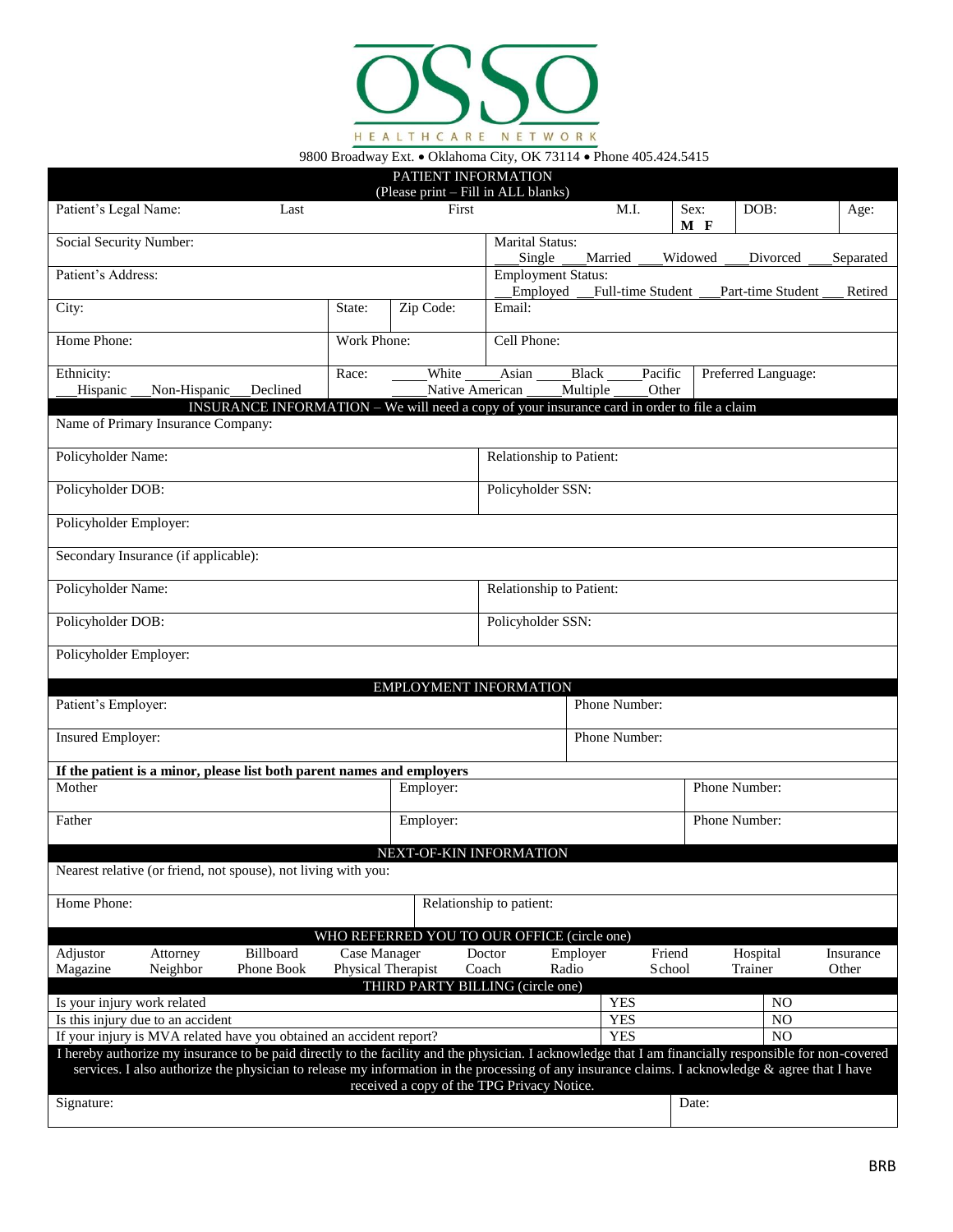# OSSO

HEALTHCARE NETWORK

9800 Broadway Ext. • Oklahoma City, OK 73114 • Phone 405.424.5415

## PATIENT INFORMATION

(Please print – Fill in ALL blanks)

| Patient's Legal Name: Last | First | M.I. | Sex: M F | DOB: | Age: |
|---|---|---|---|---|---|

| Social Security Number: | Marital Status: ___Single ___Married ___Widowed ___Divorced ___Separated |
|---|---|
| Patient's Address: | Employment Status: ___Employed ___Full-time Student ___Part-time Student ___Retired |

| City: | State: | Zip Code: | Email: |
|---|---|---|---|
| Home Phone: | Work Phone: | | Cell Phone: |
| Ethnicity: ___Hispanic ___Non-Hispanic___Declined | Race: _____White _____Asian _____Black _____Pacific _____Native American _____Multiple _____Other | | Preferred Language: |

## INSURANCE INFORMATION – We will need a copy of your insurance card in order to file a claim

| Name of Primary Insurance Company: | |
|---|---|
| Policyholder Name: | Relationship to Patient: |
| Policyholder DOB: | Policyholder SSN: |
| Policyholder Employer: | |
| Secondary Insurance (if applicable): | |
| Policyholder Name: | Relationship to Patient: |
| Policyholder DOB: | Policyholder SSN: |
| Policyholder Employer: | |

## EMPLOYMENT INFORMATION

| Patient's Employer: | Phone Number: |
|---|---|
| Insured Employer: | Phone Number: |

**If the patient is a minor, please list both parent names and employers**

| Mother | Employer: | Phone Number: |
|---|---|---|
| Father | Employer: | Phone Number: |

## NEXT-OF-KIN INFORMATION

| Nearest relative (or friend, not spouse), not living with you: | |
|---|---|
| Home Phone: | Relationship to patient: |

## WHO REFERRED YOU TO OUR OFFICE (circle one)

| Adjustor | Attorney | Billboard | Case Manager | Doctor | Employer | Friend | Hospital | Insurance |
|---|---|---|---|---|---|---|---|---|
| Magazine | Neighbor | Phone Book | Physical Therapist | Coach | Radio | School | Trainer | Other |

## THIRD PARTY BILLING (circle one)

| | | |
|---|---|---|
| Is your injury work related | YES | NO |
| Is this injury due to an accident | YES | NO |
| If your injury is MVA related have you obtained an accident report? | YES | NO |

I hereby authorize my insurance to be paid directly to the facility and the physician. I acknowledge that I am financially responsible for non-covered services. I also authorize the physician to release my information in the processing of any insurance claims. I acknowledge & agree that I have received a copy of the TPG Privacy Notice.

| Signature: | Date: |
|---|---|

BRB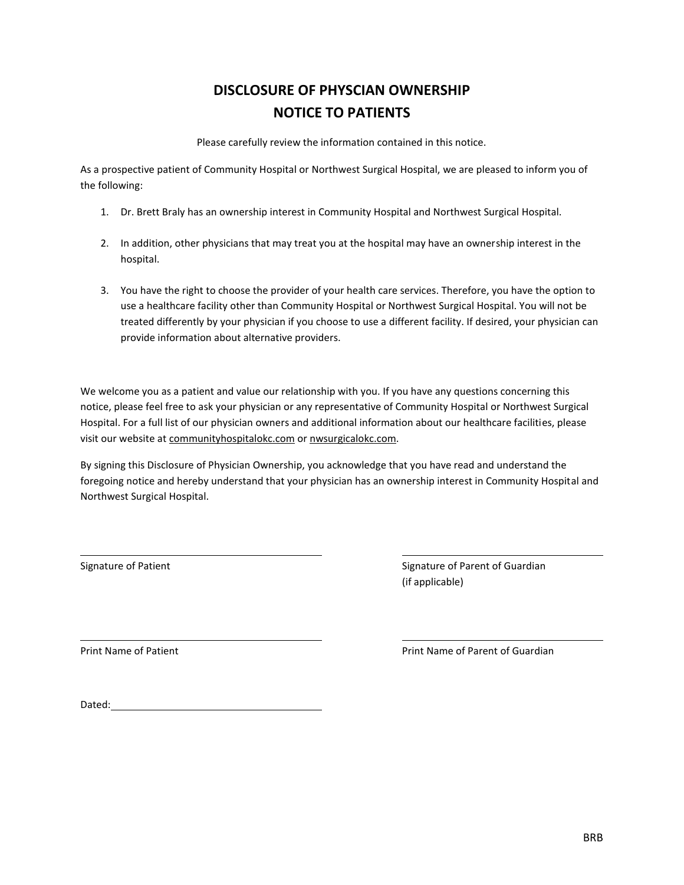# DISCLOSURE OF PHYSCIAN OWNERSHIP
# NOTICE TO PATIENTS

Please carefully review the information contained in this notice.

As a prospective patient of Community Hospital or Northwest Surgical Hospital, we are pleased to inform you of the following:

1. Dr. Brett Braly has an ownership interest in Community Hospital and Northwest Surgical Hospital.

2. In addition, other physicians that may treat you at the hospital may have an ownership interest in the hospital.

3. You have the right to choose the provider of your health care services. Therefore, you have the option to use a healthcare facility other than Community Hospital or Northwest Surgical Hospital. You will not be treated differently by your physician if you choose to use a different facility. If desired, your physician can provide information about alternative providers.

We welcome you as a patient and value our relationship with you. If you have any questions concerning this notice, please feel free to ask your physician or any representative of Community Hospital or Northwest Surgical Hospital. For a full list of our physician owners and additional information about our healthcare facilities, please visit our website at communityhospitalokc.com or nwsurgicalokc.com.

By signing this Disclosure of Physician Ownership, you acknowledge that you have read and understand the foregoing notice and hereby understand that your physician has an ownership interest in Community Hospital and Northwest Surgical Hospital.

\_\_\_\_\_\_\_\_\_\_\_\_\_\_\_\_\_\_\_\_\_\_\_\_\_\_\_\_\_\_\_\_\_\_\_\_\_\_\_\_
Signature of Patient

\_\_\_\_\_\_\_\_\_\_\_\_\_\_\_\_\_\_\_\_\_\_\_\_\_\_\_\_\_\_\_\_\_\_\_\_\_\_\_\_
Signature of Parent of Guardian (if applicable)

\_\_\_\_\_\_\_\_\_\_\_\_\_\_\_\_\_\_\_\_\_\_\_\_\_\_\_\_\_\_\_\_\_\_\_\_\_\_\_\_
Print Name of Patient

\_\_\_\_\_\_\_\_\_\_\_\_\_\_\_\_\_\_\_\_\_\_\_\_\_\_\_\_\_\_\_\_\_\_\_\_\_\_\_\_
Print Name of Parent of Guardian

Dated:\_\_\_\_\_\_\_\_\_\_\_\_\_\_\_\_\_\_\_\_\_\_\_\_\_\_\_\_\_\_\_\_\_\_\_\_

BRB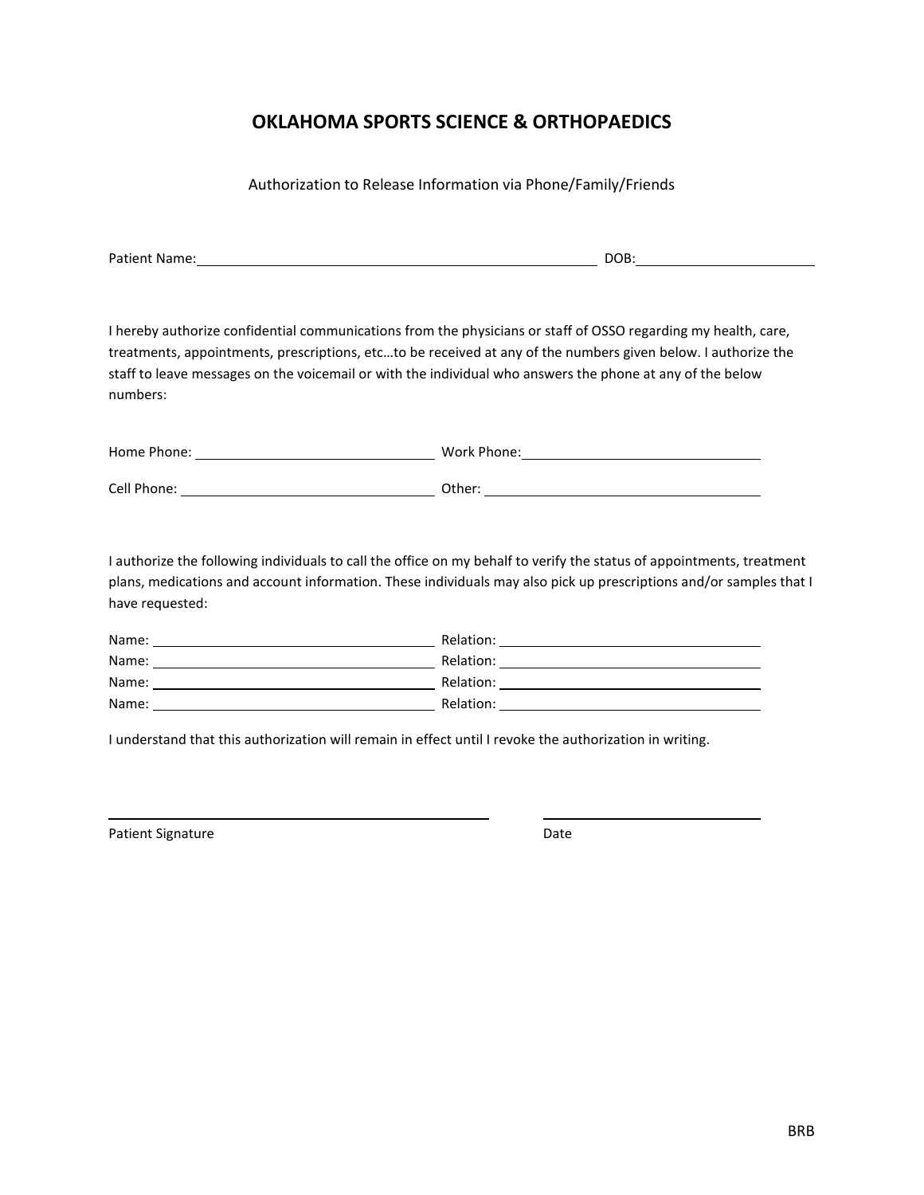# OKLAHOMA SPORTS SCIENCE & ORTHOPAEDICS

Authorization to Release Information via Phone/Family/Friends

Patient Name: ______________________________________________ DOB: ______________________

I hereby authorize confidential communications from the physicians or staff of OSSO regarding my health, care, treatments, appointments, prescriptions, etc…to be received at any of the numbers given below. I authorize the staff to leave messages on the voicemail or with the individual who answers the phone at any of the below numbers:

Home Phone: ____________________________ Work Phone: ____________________________

Cell Phone: ____________________________ Other: ____________________________

I authorize the following individuals to call the office on my behalf to verify the status of appointments, treatment plans, medications and account information. These individuals may also pick up prescriptions and/or samples that I have requested:

Name: ________________________________ Relation: ________________________________
Name: ________________________________ Relation: ________________________________
Name: ________________________________ Relation: ________________________________
Name: ________________________________ Relation: ________________________________

I understand that this authorization will remain in effect until I revoke the authorization in writing.

_____________________________________________ ____________________________
Patient Signature Date

BRB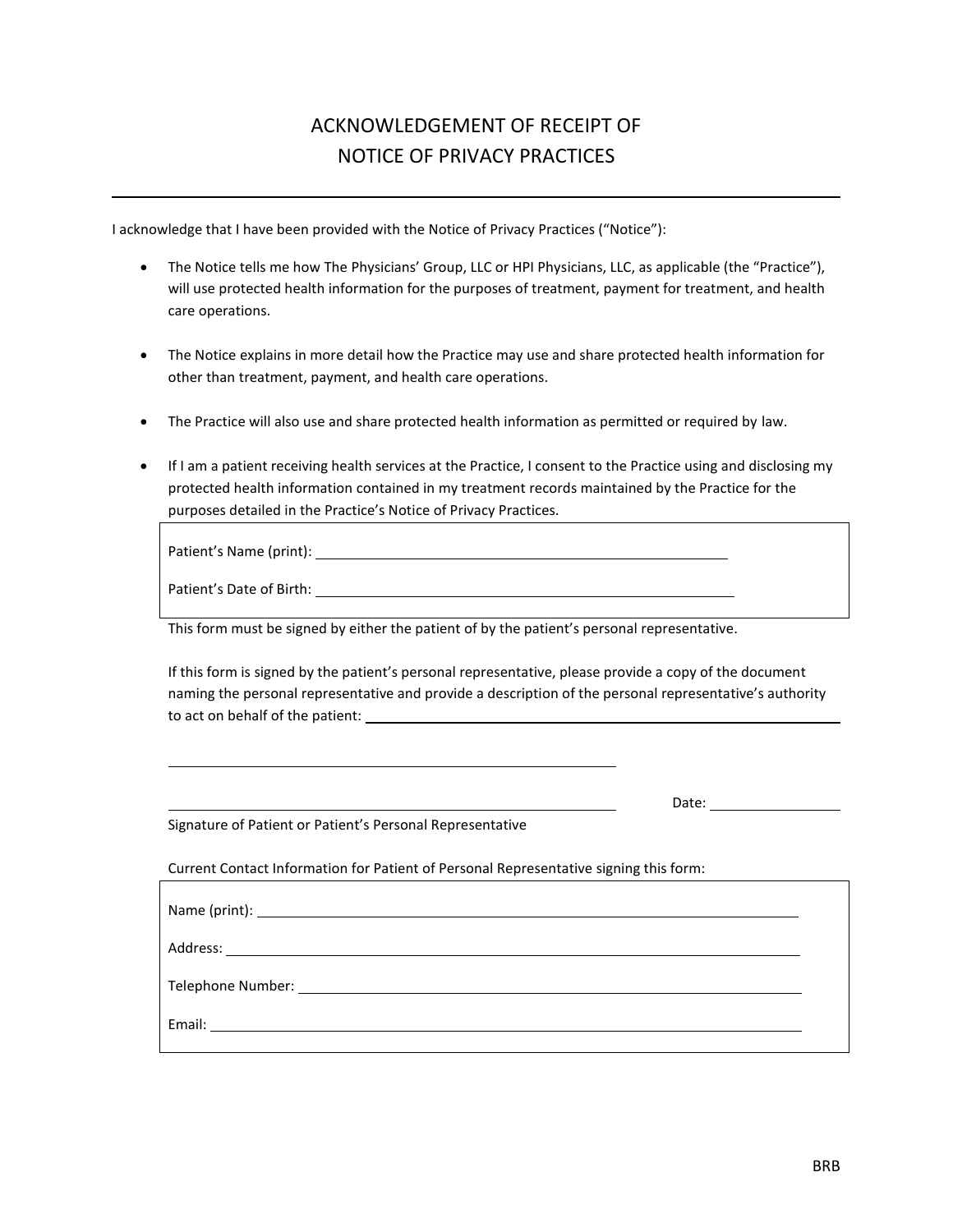# ACKNOWLEDGEMENT OF RECEIPT OF NOTICE OF PRIVACY PRACTICES

---

I acknowledge that I have been provided with the Notice of Privacy Practices ("Notice"):

- The Notice tells me how The Physicians' Group, LLC or HPI Physicians, LLC, as applicable (the "Practice"), will use protected health information for the purposes of treatment, payment for treatment, and health care operations.

- The Notice explains in more detail how the Practice may use and share protected health information for other than treatment, payment, and health care operations.

- The Practice will also use and share protected health information as permitted or required by law.

- If I am a patient receiving health services at the Practice, I consent to the Practice using and disclosing my protected health information contained in my treatment records maintained by the Practice for the purposes detailed in the Practice's Notice of Privacy Practices.

Patient's Name (print): ______________________________

Patient's Date of Birth: ______________________________

This form must be signed by either the patient of by the patient's personal representative.

If this form is signed by the patient's personal representative, please provide a copy of the document naming the personal representative and provide a description of the personal representative's authority to act on behalf of the patient: ______________________________

______________________________

______________________________ Date: ______________

Signature of Patient or Patient's Personal Representative

Current Contact Information for Patient of Personal Representative signing this form:

Name (print): ______________________________

Address: ______________________________

Telephone Number: ______________________________

Email: ______________________________

BRB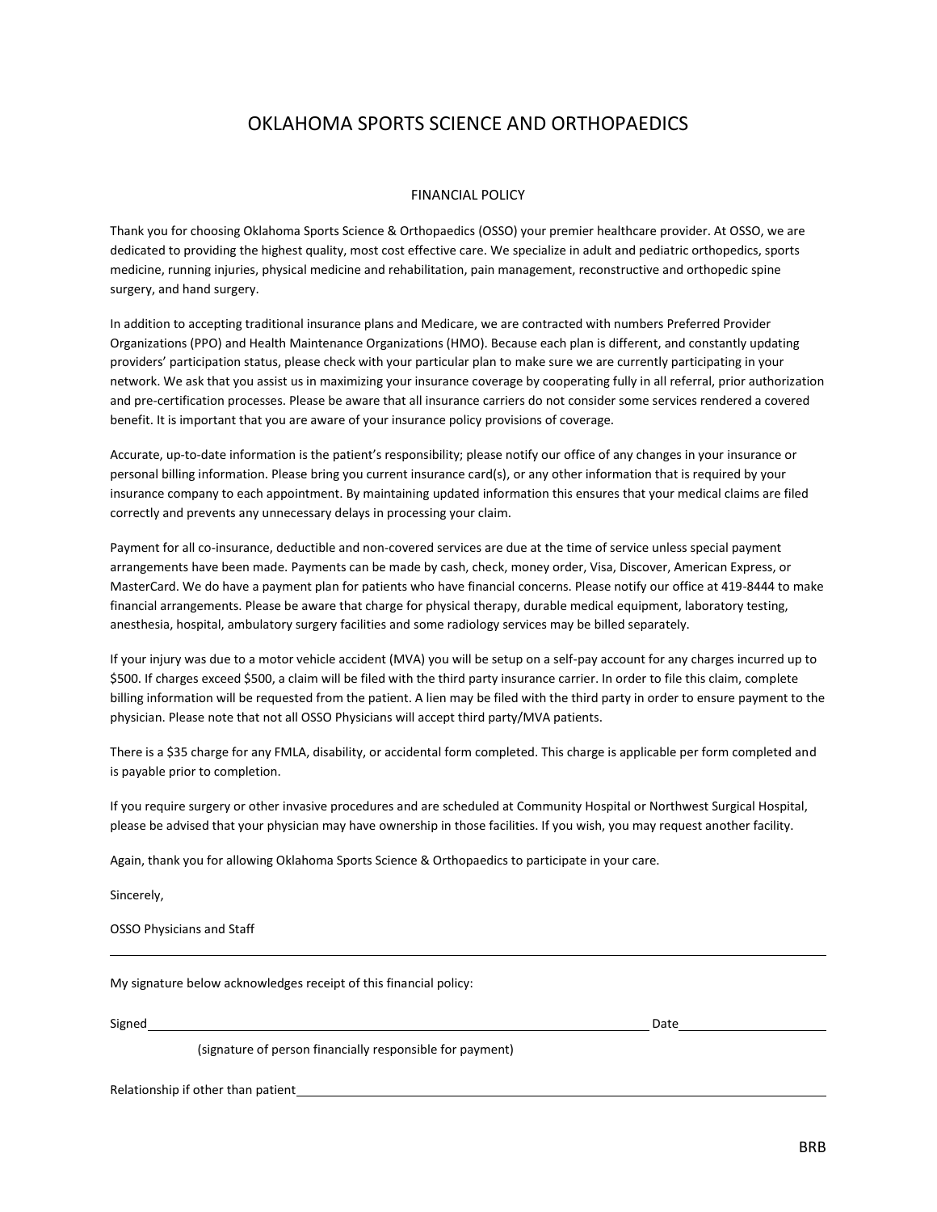# OKLAHOMA SPORTS SCIENCE AND ORTHOPAEDICS

## FINANCIAL POLICY

Thank you for choosing Oklahoma Sports Science & Orthopaedics (OSSO) your premier healthcare provider. At OSSO, we are dedicated to providing the highest quality, most cost effective care. We specialize in adult and pediatric orthopedics, sports medicine, running injuries, physical medicine and rehabilitation, pain management, reconstructive and orthopedic spine surgery, and hand surgery.

In addition to accepting traditional insurance plans and Medicare, we are contracted with numbers Preferred Provider Organizations (PPO) and Health Maintenance Organizations (HMO). Because each plan is different, and constantly updating providers' participation status, please check with your particular plan to make sure we are currently participating in your network. We ask that you assist us in maximizing your insurance coverage by cooperating fully in all referral, prior authorization and pre-certification processes. Please be aware that all insurance carriers do not consider some services rendered a covered benefit. It is important that you are aware of your insurance policy provisions of coverage.

Accurate, up-to-date information is the patient's responsibility; please notify our office of any changes in your insurance or personal billing information. Please bring you current insurance card(s), or any other information that is required by your insurance company to each appointment. By maintaining updated information this ensures that your medical claims are filed correctly and prevents any unnecessary delays in processing your claim.

Payment for all co-insurance, deductible and non-covered services are due at the time of service unless special payment arrangements have been made. Payments can be made by cash, check, money order, Visa, Discover, American Express, or MasterCard. We do have a payment plan for patients who have financial concerns. Please notify our office at 419-8444 to make financial arrangements. Please be aware that charge for physical therapy, durable medical equipment, laboratory testing, anesthesia, hospital, ambulatory surgery facilities and some radiology services may be billed separately.

If your injury was due to a motor vehicle accident (MVA) you will be setup on a self-pay account for any charges incurred up to $500. If charges exceed $500, a claim will be filed with the third party insurance carrier. In order to file this claim, complete billing information will be requested from the patient. A lien may be filed with the third party in order to ensure payment to the physician. Please note that not all OSSO Physicians will accept third party/MVA patients.

There is a $35 charge for any FMLA, disability, or accidental form completed. This charge is applicable per form completed and is payable prior to completion.

If you require surgery or other invasive procedures and are scheduled at Community Hospital or Northwest Surgical Hospital, please be advised that your physician may have ownership in those facilities. If you wish, you may request another facility.

Again, thank you for allowing Oklahoma Sports Science & Orthopaedics to participate in your care.

Sincerely,

OSSO Physicians and Staff

---

My signature below acknowledges receipt of this financial policy:

Signed\_\_\_\_\_\_\_\_\_\_\_\_\_\_\_\_\_\_\_\_\_\_\_\_\_\_\_\_\_\_\_\_\_\_\_\_\_\_\_\_\_\_\_\_\_\_\_\_\_\_ Date\_\_\_\_\_\_\_\_\_\_\_\_\_\_\_\_\_\_

(signature of person financially responsible for payment)

Relationship if other than patient\_\_\_\_\_\_\_\_\_\_\_\_\_\_\_\_\_\_\_\_\_\_\_\_\_\_\_\_\_\_\_\_\_\_\_\_\_\_\_\_\_\_\_\_\_\_\_\_

BRB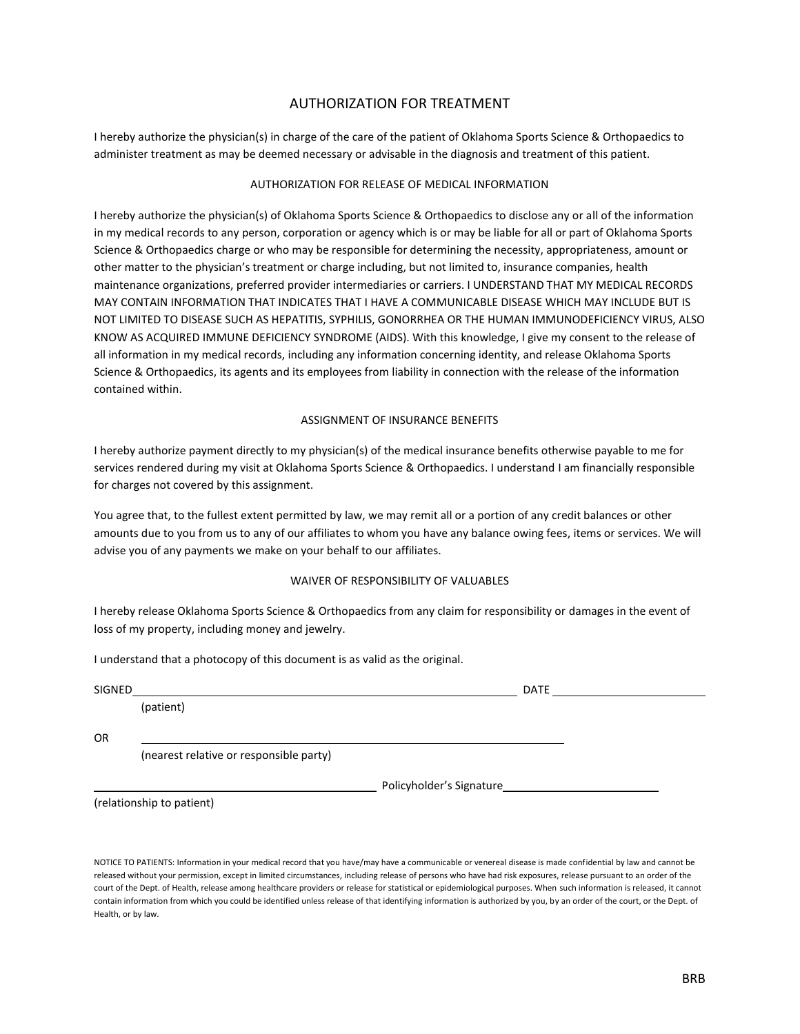# AUTHORIZATION FOR TREATMENT

I hereby authorize the physician(s) in charge of the care of the patient of Oklahoma Sports Science & Orthopaedics to administer treatment as may be deemed necessary or advisable in the diagnosis and treatment of this patient.

## AUTHORIZATION FOR RELEASE OF MEDICAL INFORMATION

I hereby authorize the physician(s) of Oklahoma Sports Science & Orthopaedics to disclose any or all of the information in my medical records to any person, corporation or agency which is or may be liable for all or part of Oklahoma Sports Science & Orthopaedics charge or who may be responsible for determining the necessity, appropriateness, amount or other matter to the physician's treatment or charge including, but not limited to, insurance companies, health maintenance organizations, preferred provider intermediaries or carriers. I UNDERSTAND THAT MY MEDICAL RECORDS MAY CONTAIN INFORMATION THAT INDICATES THAT I HAVE A COMMUNICABLE DISEASE WHICH MAY INCLUDE BUT IS NOT LIMITED TO DISEASE SUCH AS HEPATITIS, SYPHILIS, GONORRHEA OR THE HUMAN IMMUNODEFICIENCY VIRUS, ALSO KNOW AS ACQUIRED IMMUNE DEFICIENCY SYNDROME (AIDS). With this knowledge, I give my consent to the release of all information in my medical records, including any information concerning identity, and release Oklahoma Sports Science & Orthopaedics, its agents and its employees from liability in connection with the release of the information contained within.

## ASSIGNMENT OF INSURANCE BENEFITS

I hereby authorize payment directly to my physician(s) of the medical insurance benefits otherwise payable to me for services rendered during my visit at Oklahoma Sports Science & Orthopaedics. I understand I am financially responsible for charges not covered by this assignment.

You agree that, to the fullest extent permitted by law, we may remit all or a portion of any credit balances or other amounts due to you from us to any of our affiliates to whom you have any balance owing fees, items or services. We will advise you of any payments we make on your behalf to our affiliates.

## WAIVER OF RESPONSIBILITY OF VALUABLES

I hereby release Oklahoma Sports Science & Orthopaedics from any claim for responsibility or damages in the event of loss of my property, including money and jewelry.

I understand that a photocopy of this document is as valid as the original.

SIGNED_______________________________________________ DATE ____________________

(patient)

OR _______________________________________________

(nearest relative or responsible party)

_______________________________________ Policyholder's Signature____________________

(relationship to patient)

NOTICE TO PATIENTS: Information in your medical record that you have/may have a communicable or venereal disease is made confidential by law and cannot be released without your permission, except in limited circumstances, including release of persons who have had risk exposures, release pursuant to an order of the court of the Dept. of Health, release among healthcare providers or release for statistical or epidemiological purposes. When such information is released, it cannot contain information from which you could be identified unless release of that identifying information is authorized by you, by an order of the court, or the Dept. of Health, or by law.

BRB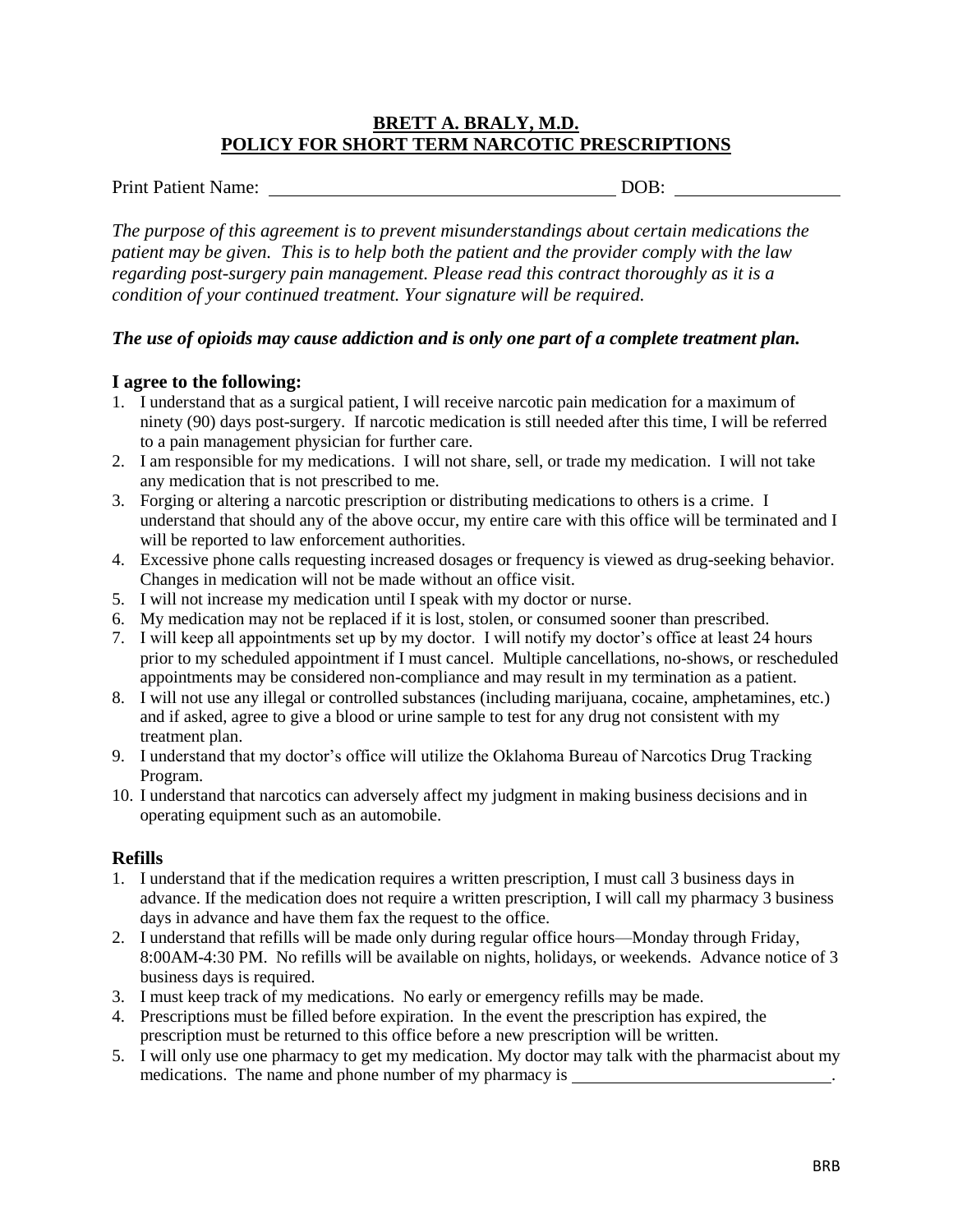**BRETT A. BRALY, M.D.**
**POLICY FOR SHORT TERM NARCOTIC PRESCRIPTIONS**

Print Patient Name: ______________________________________ DOB: _________________

*The purpose of this agreement is to prevent misunderstandings about certain medications the patient may be given. This is to help both the patient and the provider comply with the law regarding post-surgery pain management. Please read this contract thoroughly as it is a condition of your continued treatment. Your signature will be required.*

***The use of opioids may cause addiction and is only one part of a complete treatment plan.***

### I agree to the following:

1. I understand that as a surgical patient, I will receive narcotic pain medication for a maximum of ninety (90) days post-surgery. If narcotic medication is still needed after this time, I will be referred to a pain management physician for further care.
2. I am responsible for my medications. I will not share, sell, or trade my medication. I will not take any medication that is not prescribed to me.
3. Forging or altering a narcotic prescription or distributing medications to others is a crime. I understand that should any of the above occur, my entire care with this office will be terminated and I will be reported to law enforcement authorities.
4. Excessive phone calls requesting increased dosages or frequency is viewed as drug-seeking behavior. Changes in medication will not be made without an office visit.
5. I will not increase my medication until I speak with my doctor or nurse.
6. My medication may not be replaced if it is lost, stolen, or consumed sooner than prescribed.
7. I will keep all appointments set up by my doctor. I will notify my doctor's office at least 24 hours prior to my scheduled appointment if I must cancel. Multiple cancellations, no-shows, or rescheduled appointments may be considered non-compliance and may result in my termination as a patient.
8. I will not use any illegal or controlled substances (including marijuana, cocaine, amphetamines, etc.) and if asked, agree to give a blood or urine sample to test for any drug not consistent with my treatment plan.
9. I understand that my doctor's office will utilize the Oklahoma Bureau of Narcotics Drug Tracking Program.
10. I understand that narcotics can adversely affect my judgment in making business decisions and in operating equipment such as an automobile.

### Refills

1. I understand that if the medication requires a written prescription, I must call 3 business days in advance. If the medication does not require a written prescription, I will call my pharmacy 3 business days in advance and have them fax the request to the office.
2. I understand that refills will be made only during regular office hours—Monday through Friday, 8:00AM-4:30 PM. No refills will be available on nights, holidays, or weekends. Advance notice of 3 business days is required.
3. I must keep track of my medications. No early or emergency refills may be made.
4. Prescriptions must be filled before expiration. In the event the prescription has expired, the prescription must be returned to this office before a new prescription will be written.
5. I will only use one pharmacy to get my medication. My doctor may talk with the pharmacist about my medications. The name and phone number of my pharmacy is ______________________________.

BRB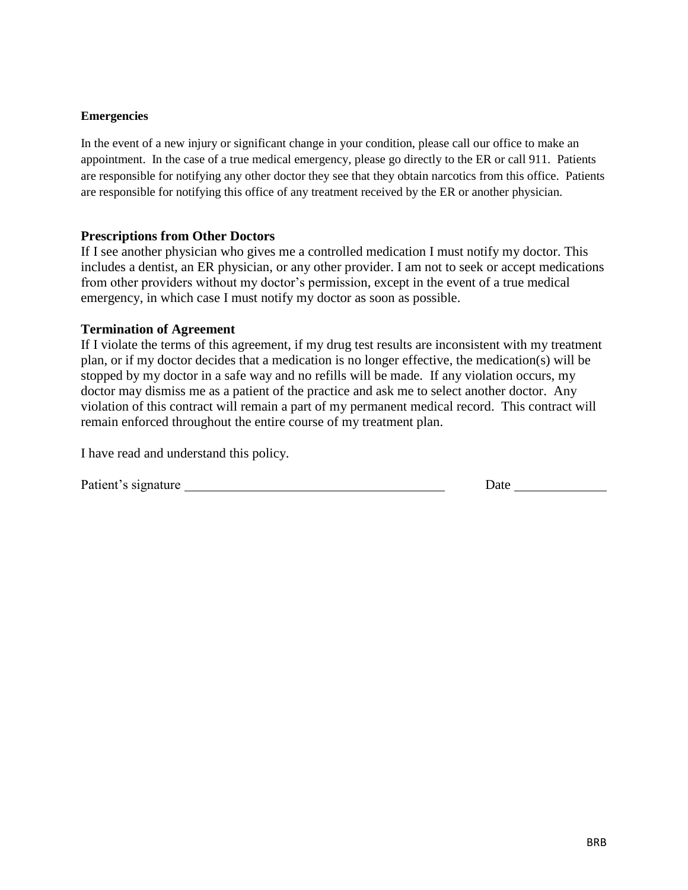**Emergencies**

In the event of a new injury or significant change in your condition, please call our office to make an appointment. In the case of a true medical emergency, please go directly to the ER or call 911. Patients are responsible for notifying any other doctor they see that they obtain narcotics from this office. Patients are responsible for notifying this office of any treatment received by the ER or another physician.

**Prescriptions from Other Doctors**

If I see another physician who gives me a controlled medication I must notify my doctor. This includes a dentist, an ER physician, or any other provider. I am not to seek or accept medications from other providers without my doctor's permission, except in the event of a true medical emergency, in which case I must notify my doctor as soon as possible.

**Termination of Agreement**

If I violate the terms of this agreement, if my drug test results are inconsistent with my treatment plan, or if my doctor decides that a medication is no longer effective, the medication(s) will be stopped by my doctor in a safe way and no refills will be made. If any violation occurs, my doctor may dismiss me as a patient of the practice and ask me to select another doctor. Any violation of this contract will remain a part of my permanent medical record. This contract will remain enforced throughout the entire course of my treatment plan.

I have read and understand this policy.

Patient's signature ________________________________________ Date ______________

BRB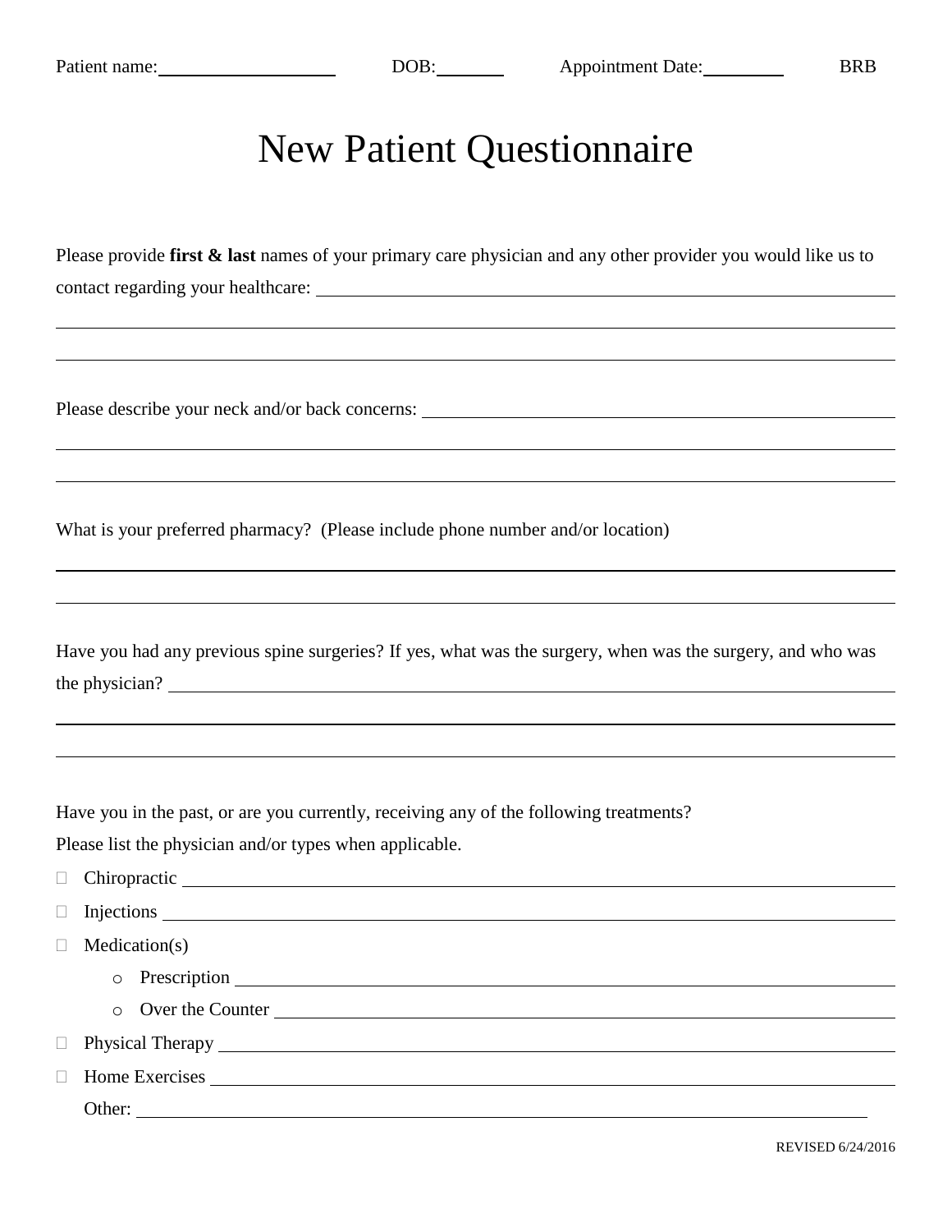Patient name: ____________________ DOB: ________ Appointment Date: _________ BRB

# New Patient Questionnaire

Please provide **first & last** names of your primary care physician and any other provider you would like us to contact regarding your healthcare: ______________________________________________

______________________________________________

______________________________________________

Please describe your neck and/or back concerns: ______________________________________________

______________________________________________

______________________________________________

What is your preferred pharmacy? (Please include phone number and/or location)

______________________________________________

______________________________________________

Have you had any previous spine surgeries? If yes, what was the surgery, when was the surgery, and who was the physician? ______________________________________________

______________________________________________

______________________________________________

Have you in the past, or are you currently, receiving any of the following treatments?
Please list the physician and/or types when applicable.

- ☐ Chiropractic ______________________________________________
- ☐ Injections ______________________________________________
- ☐ Medication(s)
  - o Prescription ______________________________________________
  - o Over the Counter ______________________________________________
- ☐ Physical Therapy ______________________________________________
- ☐ Home Exercises ______________________________________________

Other: ______________________________________________

REVISED 6/24/2016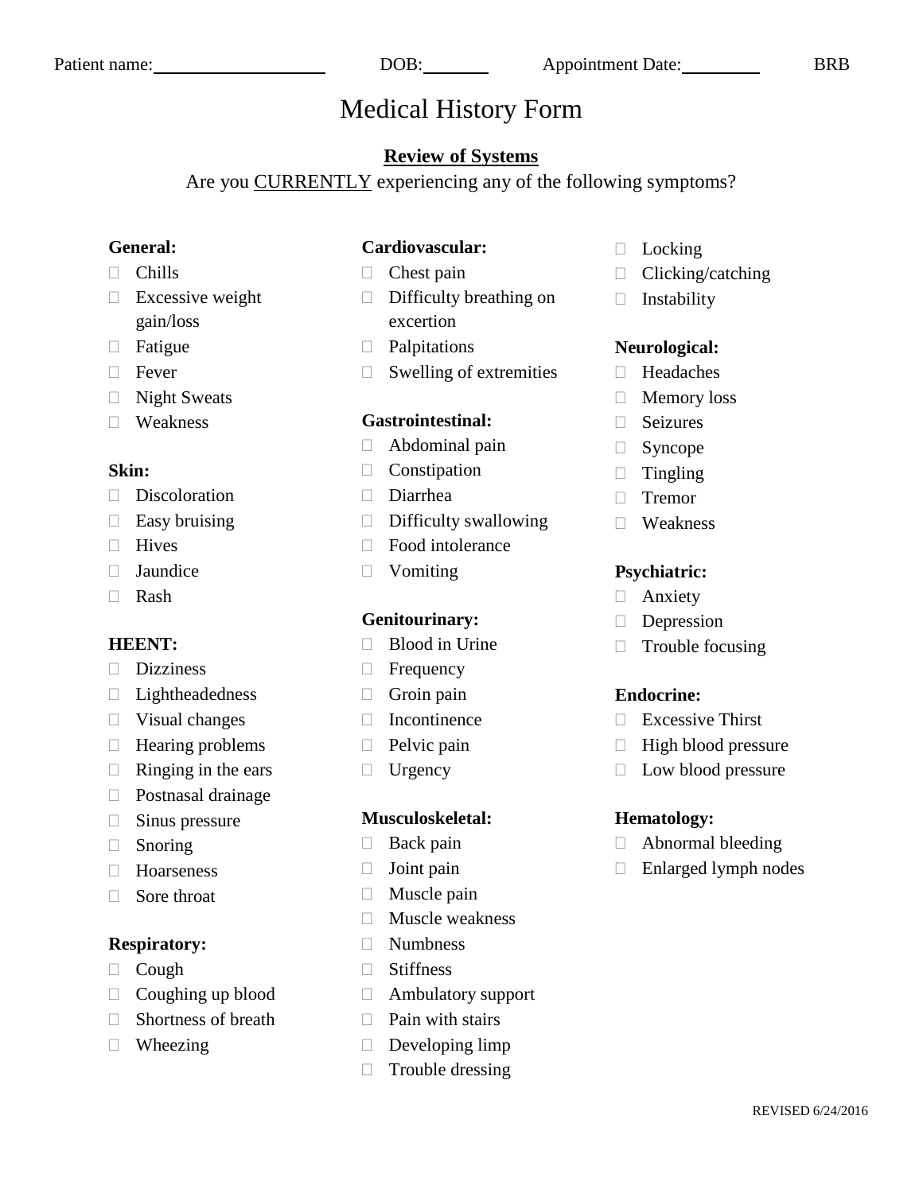Patient name:\_\_\_\_\_\_\_\_\_\_\_\_\_\_\_\_\_\_\_\_ DOB:\_\_\_\_\_\_\_\_ Appointment Date:\_\_\_\_\_\_\_\_\_\_ BRB

# Medical History Form

## Review of Systems

Are you CURRENTLY experiencing any of the following symptoms?

**General:**
- ☐ Chills
- ☐ Excessive weight gain/loss
- ☐ Fatigue
- ☐ Fever
- ☐ Night Sweats
- ☐ Weakness

**Skin:**
- ☐ Discoloration
- ☐ Easy bruising
- ☐ Hives
- ☐ Jaundice
- ☐ Rash

**HEENT:**
- ☐ Dizziness
- ☐ Lightheadedness
- ☐ Visual changes
- ☐ Hearing problems
- ☐ Ringing in the ears
- ☐ Postnasal drainage
- ☐ Sinus pressure
- ☐ Snoring
- ☐ Hoarseness
- ☐ Sore throat

**Respiratory:**
- ☐ Cough
- ☐ Coughing up blood
- ☐ Shortness of breath
- ☐ Wheezing

**Cardiovascular:**
- ☐ Chest pain
- ☐ Difficulty breathing on excertion
- ☐ Palpitations
- ☐ Swelling of extremities

**Gastrointestinal:**
- ☐ Abdominal pain
- ☐ Constipation
- ☐ Diarrhea
- ☐ Difficulty swallowing
- ☐ Food intolerance
- ☐ Vomiting

**Genitourinary:**
- ☐ Blood in Urine
- ☐ Frequency
- ☐ Groin pain
- ☐ Incontinence
- ☐ Pelvic pain
- ☐ Urgency

**Musculoskeletal:**
- ☐ Back pain
- ☐ Joint pain
- ☐ Muscle pain
- ☐ Muscle weakness
- ☐ Numbness
- ☐ Stiffness
- ☐ Ambulatory support
- ☐ Pain with stairs
- ☐ Developing limp
- ☐ Trouble dressing
- ☐ Locking
- ☐ Clicking/catching
- ☐ Instability

**Neurological:**
- ☐ Headaches
- ☐ Memory loss
- ☐ Seizures
- ☐ Syncope
- ☐ Tingling
- ☐ Tremor
- ☐ Weakness

**Psychiatric:**
- ☐ Anxiety
- ☐ Depression
- ☐ Trouble focusing

**Endocrine:**
- ☐ Excessive Thirst
- ☐ High blood pressure
- ☐ Low blood pressure

**Hematology:**
- ☐ Abnormal bleeding
- ☐ Enlarged lymph nodes

REVISED 6/24/2016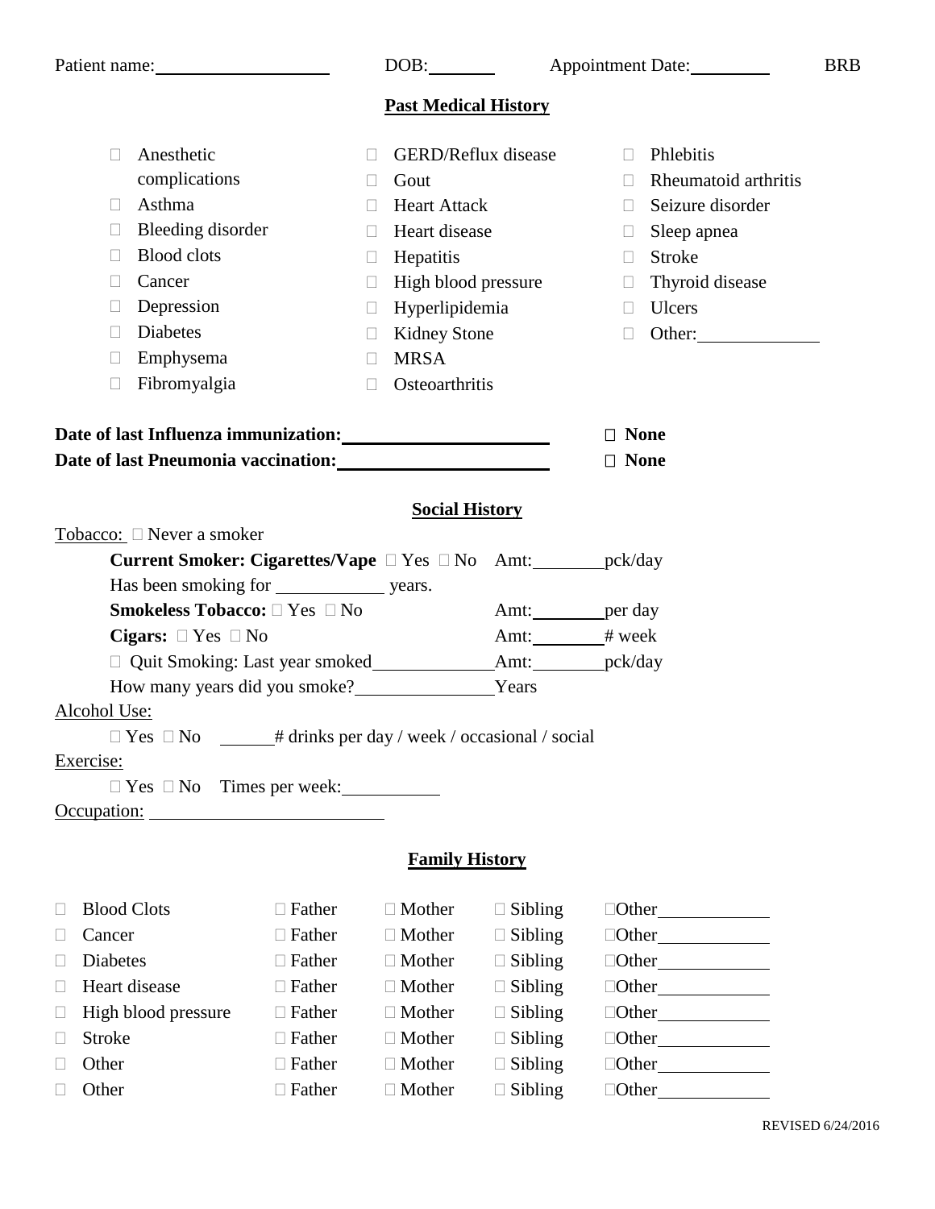Patient name:\_\_\_\_\_\_\_\_\_\_\_\_\_\_\_\_\_\_\_\_ DOB:\_\_\_\_\_\_\_\_ Appointment Date:\_\_\_\_\_\_\_\_\_\_ BRB

## Past Medical History

| | | |
|---|---|---|
| ☐ Anesthetic complications | ☐ GERD/Reflux disease | ☐ Phlebitis |
| ☐ Asthma | ☐ Gout | ☐ Rheumatoid arthritis |
| ☐ Bleeding disorder | ☐ Heart Attack | ☐ Seizure disorder |
| ☐ Blood clots | ☐ Heart disease | ☐ Sleep apnea |
| ☐ Cancer | ☐ Hepatitis | ☐ Stroke |
| ☐ Depression | ☐ High blood pressure | ☐ Thyroid disease |
| ☐ Diabetes | ☐ Hyperlipidemia | ☐ Ulcers |
| ☐ Emphysema | ☐ Kidney Stone | ☐ Other:\_\_\_\_\_\_\_\_\_\_\_\_\_\_ |
| ☐ Fibromyalgia | ☐ MRSA | |
| | ☐ Osteoarthritis | |

**Date of last Influenza immunization:**\_\_\_\_\_\_\_\_\_\_\_\_\_\_\_\_\_\_\_\_\_\_\_\_ ☐ **None**

**Date of last Pneumonia vaccination:**\_\_\_\_\_\_\_\_\_\_\_\_\_\_\_\_\_\_\_\_\_\_\_\_ ☐ **None**

## Social History

Tobacco: ☐ Never a smoker

**Current Smoker: Cigarettes/Vape** ☐ Yes ☐ No Amt:\_\_\_\_\_\_\_\_\_pck/day

Has been smoking for \_\_\_\_\_\_\_\_\_\_\_\_\_ years.

**Smokeless Tobacco:** ☐ Yes ☐ No Amt:\_\_\_\_\_\_\_\_\_per day

**Cigars:** ☐ Yes ☐ No Amt:\_\_\_\_\_\_\_\_\_# week

☐ Quit Smoking: Last year smoked\_\_\_\_\_\_\_\_\_\_\_\_\_\_\_Amt:\_\_\_\_\_\_\_\_\_pck/day

How many years did you smoke?\_\_\_\_\_\_\_\_\_\_\_\_\_\_\_\_\_Years

Alcohol Use:

☐ Yes ☐ No \_\_\_\_\_\_# drinks per day / week / occasional / social

Exercise:

☐ Yes ☐ No Times per week:\_\_\_\_\_\_\_\_\_\_\_\_

Occupation: \_\_\_\_\_\_\_\_\_\_\_\_\_\_\_\_\_\_\_\_\_\_\_\_\_\_\_\_

## Family History

| | | | | |
|---|---|---|---|---|
| ☐ Blood Clots | ☐ Father | ☐ Mother | ☐ Sibling | ☐Other\_\_\_\_\_\_\_\_\_\_\_\_\_ |
| ☐ Cancer | ☐ Father | ☐ Mother | ☐ Sibling | ☐Other\_\_\_\_\_\_\_\_\_\_\_\_\_ |
| ☐ Diabetes | ☐ Father | ☐ Mother | ☐ Sibling | ☐Other\_\_\_\_\_\_\_\_\_\_\_\_\_ |
| ☐ Heart disease | ☐ Father | ☐ Mother | ☐ Sibling | ☐Other\_\_\_\_\_\_\_\_\_\_\_\_\_ |
| ☐ High blood pressure | ☐ Father | ☐ Mother | ☐ Sibling | ☐Other\_\_\_\_\_\_\_\_\_\_\_\_\_ |
| ☐ Stroke | ☐ Father | ☐ Mother | ☐ Sibling | ☐Other\_\_\_\_\_\_\_\_\_\_\_\_\_ |
| ☐ Other | ☐ Father | ☐ Mother | ☐ Sibling | ☐Other\_\_\_\_\_\_\_\_\_\_\_\_\_ |
| ☐ Other | ☐ Father | ☐ Mother | ☐ Sibling | ☐Other\_\_\_\_\_\_\_\_\_\_\_\_\_ |

REVISED 6/24/2016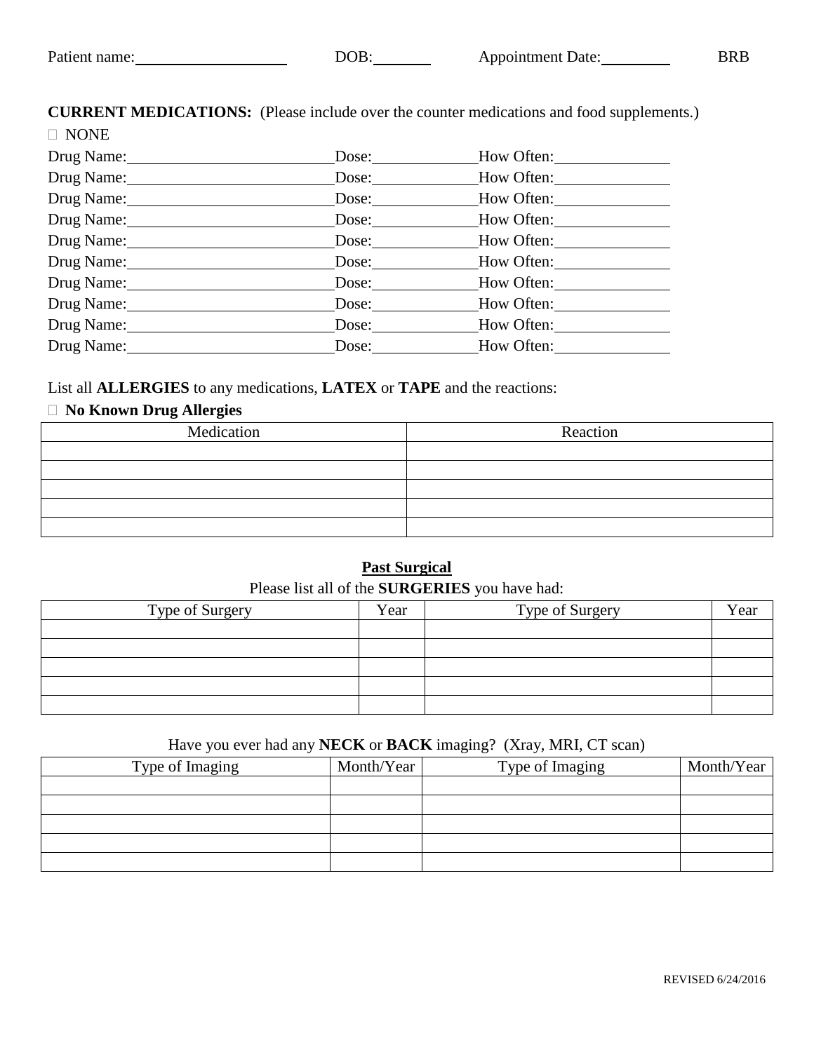Patient name:____________________ DOB:________ Appointment Date:__________ BRB

**CURRENT MEDICATIONS:** (Please include over the counter medications and food supplements.)

☐ NONE

Drug Name:___________________________ Dose:______________ How Often:________________

Drug Name:___________________________ Dose:______________ How Often:________________

Drug Name:___________________________ Dose:______________ How Often:________________

Drug Name:___________________________ Dose:______________ How Often:________________

Drug Name:___________________________ Dose:______________ How Often:________________

Drug Name:___________________________ Dose:______________ How Often:________________

Drug Name:___________________________ Dose:______________ How Often:________________

Drug Name:___________________________ Dose:______________ How Often:________________

Drug Name:___________________________ Dose:______________ How Often:________________

Drug Name:___________________________ Dose:______________ How Often:________________

List all **ALLERGIES** to any medications, **LATEX** or **TAPE** and the reactions:

☐ **No Known Drug Allergies**

| Medication | Reaction |
|---|---|
| | |
| | |
| | |
| | |
| | |

## Past Surgical

Please list all of the **SURGERIES** you have had:

| Type of Surgery | Year | Type of Surgery | Year |
|---|---|---|---|
| | | | |
| | | | |
| | | | |
| | | | |
| | | | |

Have you ever had any **NECK** or **BACK** imaging? (Xray, MRI, CT scan)

| Type of Imaging | Month/Year | Type of Imaging | Month/Year |
|---|---|---|---|
| | | | |
| | | | |
| | | | |
| | | | |
| | | | |

REVISED 6/24/2016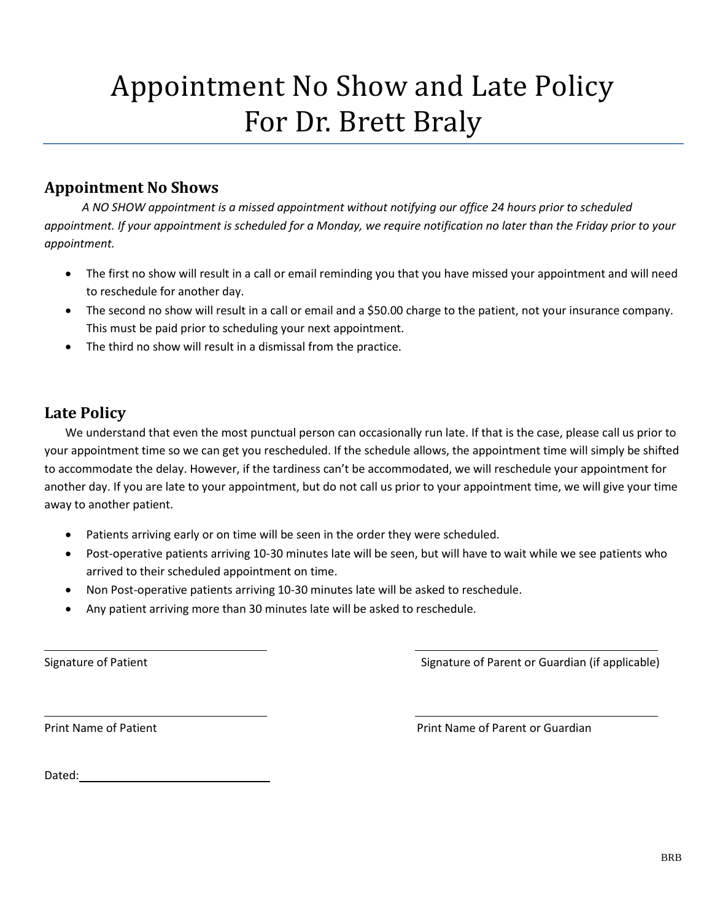# Appointment No Show and Late Policy For Dr. Brett Braly

## Appointment No Shows

*A NO SHOW appointment is a missed appointment without notifying our office 24 hours prior to scheduled appointment. If your appointment is scheduled for a Monday, we require notification no later than the Friday prior to your appointment.*

- The first no show will result in a call or email reminding you that you have missed your appointment and will need to reschedule for another day.
- The second no show will result in a call or email and a $50.00 charge to the patient, not your insurance company. This must be paid prior to scheduling your next appointment.
- The third no show will result in a dismissal from the practice.

## Late Policy

We understand that even the most punctual person can occasionally run late. If that is the case, please call us prior to your appointment time so we can get you rescheduled. If the schedule allows, the appointment time will simply be shifted to accommodate the delay. However, if the tardiness can't be accommodated, we will reschedule your appointment for another day. If you are late to your appointment, but do not call us prior to your appointment time, we will give your time away to another patient.

- Patients arriving early or on time will be seen in the order they were scheduled.
- Post-operative patients arriving 10-30 minutes late will be seen, but will have to wait while we see patients who arrived to their scheduled appointment on time.
- Non Post-operative patients arriving 10-30 minutes late will be asked to reschedule.
- Any patient arriving more than 30 minutes late will be asked to reschedule.

______________________________
Signature of Patient

______________________________
Signature of Parent or Guardian (if applicable)

______________________________
Print Name of Patient

______________________________
Print Name of Parent or Guardian

Dated: ______________________________

BRB